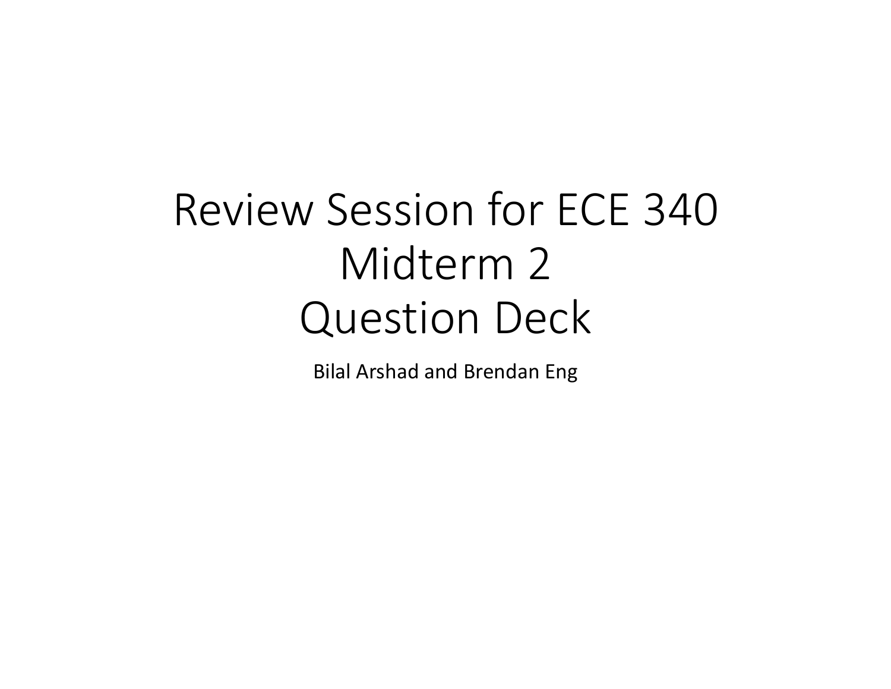# Review Session for ECE 340 Midterm 2 Question Deck

Bilal Arshad and Brendan Eng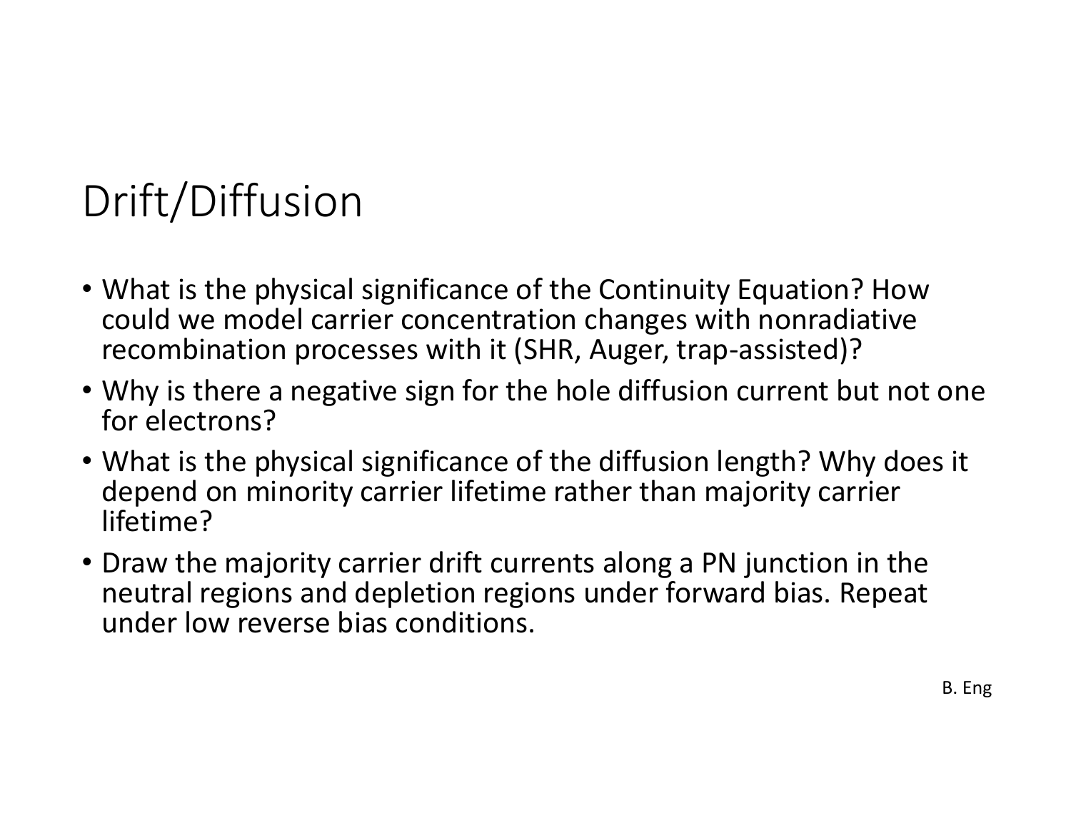# Drift/Diffusion

- What is the physical significance of the Continuity Equation? How could we model carrier concentration changes with nonradiative recombination processes with it (SHR, Auger, trap-assisted)?
- Why is there a negative sign for the hole diffusion current but not one for electrons?
- What is the physical significance of the diffusion length? Why does it depend on minority carrier lifetime rather than majority carrier lifetime?
- Draw the majority carrier drift currents along a PN junction in the neutral regions and depletion regions under forward bias. Repeat under low reverse bias conditions.

B. Eng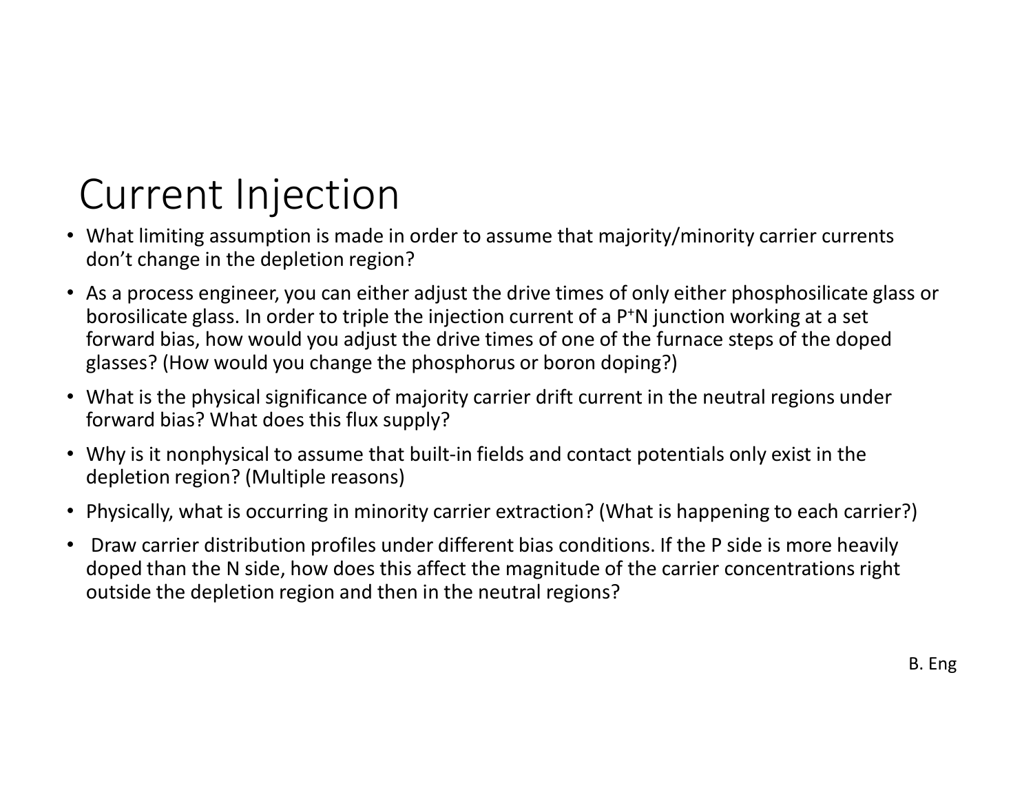# Current Injection

- What limiting assumption is made in order to assume that majority/minority carrier currents don't change in the depletion region?
- As a process engineer, you can either adjust the drive times of only either phosphosilicate glass or borosilicate glass. In order to triple the injection current of a $P^{+}N$ junction working at a set forward bias, how would you adjust the drive times of one of the furnace steps of the doped glasses? (How would you change the phosphorus or boron doping?)
- What is the physical significance of majority carrier drift current in the neutral regions under forward bias? What does this flux supply?
- Why is it nonphysical to assume that built-in fields and contact potentials only exist in the depletion region? (Multiple reasons)
- Physically, what is occurring in minority carrier extraction? (What is happening to each carrier?)
- Draw carrier distribution profiles under different bias conditions. If the P side is more heavily doped than the N side, how does this affect the magnitude of the carrier concentrations right outside the depletion region and then in the neutral regions?

B. Eng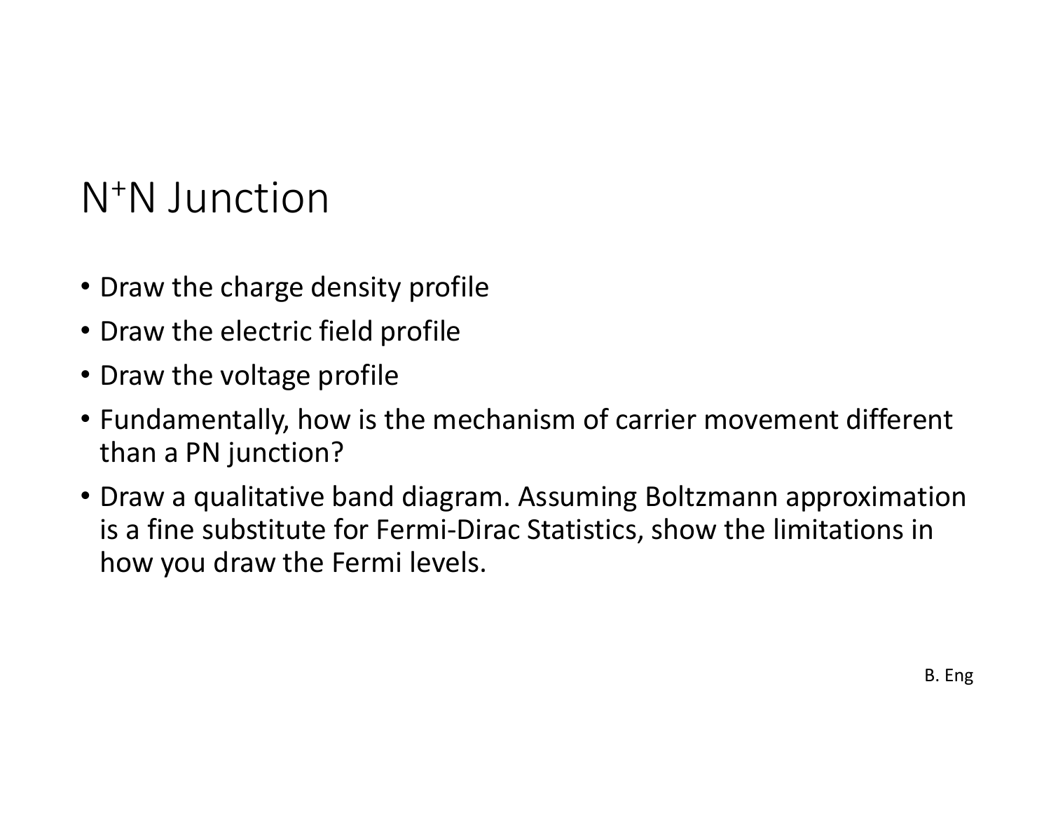# $N^+N$ Junction

- Draw the charge density profile
- Draw the electric field profile
- Draw the voltage profile
- Fundamentally, how is the mechanism of carrier movement different than a PN junction?
- Draw a qualitative band diagram. Assuming Boltzmann approximation is a fine substitute for Fermi-Dirac Statistics, show the limitations in how you draw the Fermi levels.

B. Eng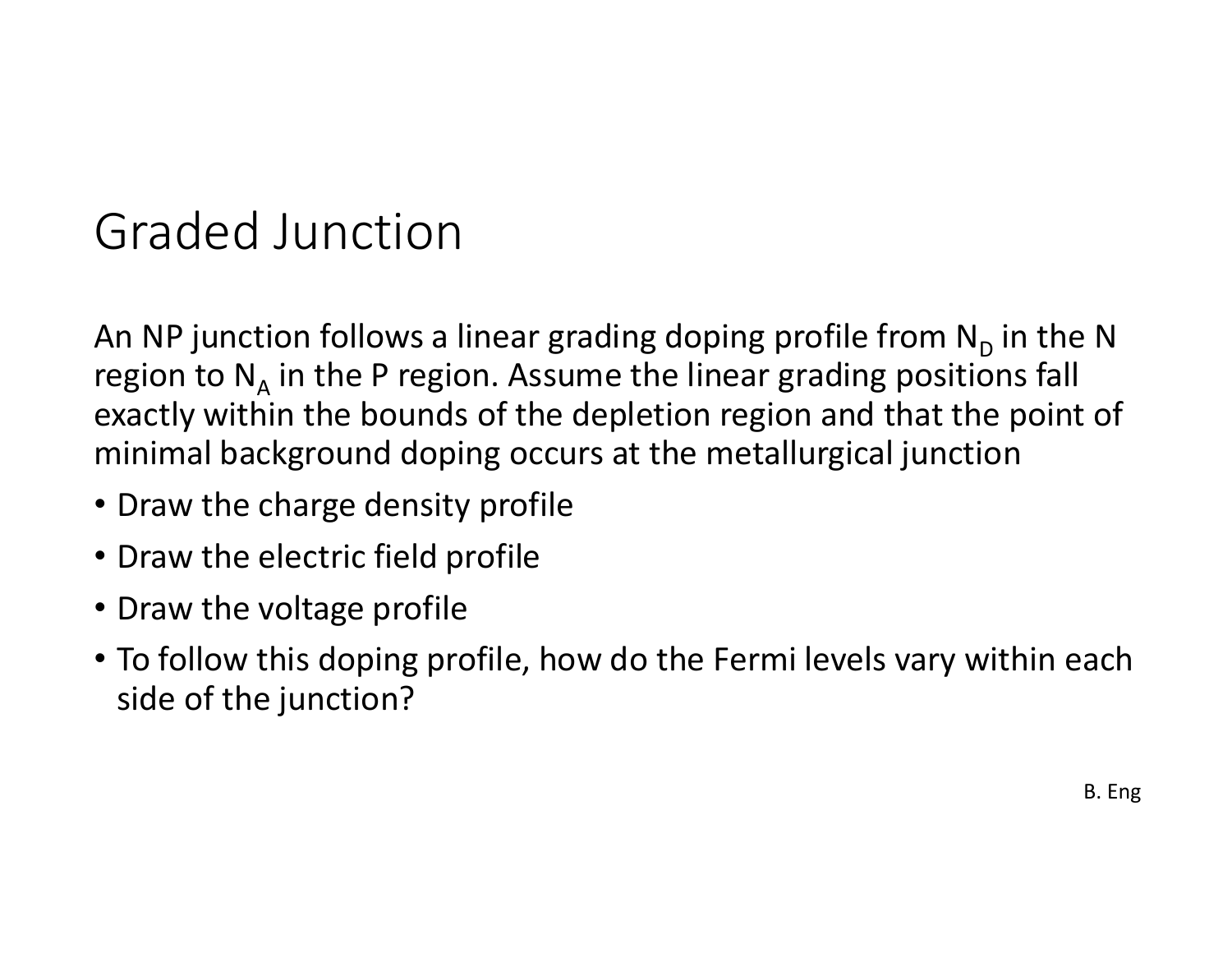# Graded Junction

An NP junction follows a linear grading doping profile from $N_D$ in the N region to $N_A$ in the P region. Assume the linear grading positions fall exactly within the bounds of the depletion region and that the point of minimal background doping occurs at the metallurgical junction

- Draw the charge density profile
- Draw the electric field profile
- Draw the voltage profile
- To follow this doping profile, how do the Fermi levels vary within each side of the junction?

B. Eng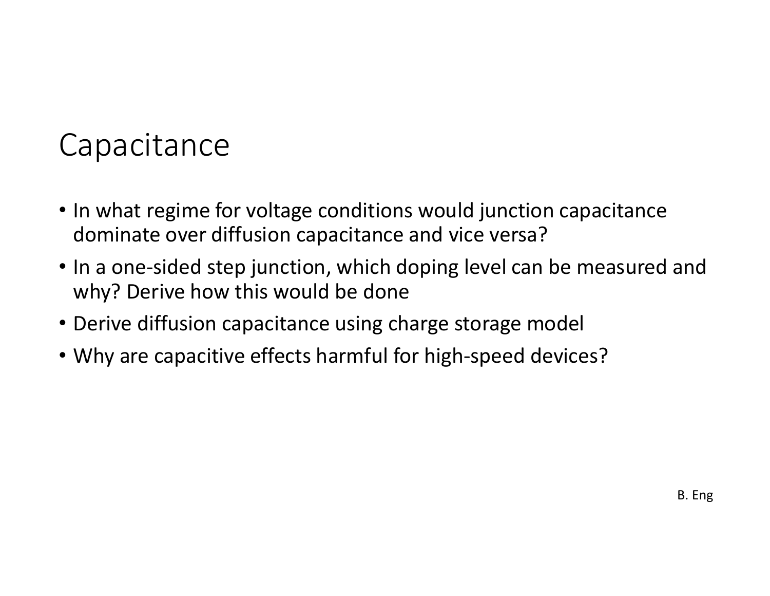# Capacitance

- In what regime for voltage conditions would junction capacitance dominate over diffusion capacitance and vice versa?
- In a one-sided step junction, which doping level can be measured and why? Derive how this would be done
- Derive diffusion capacitance using charge storage model
- Why are capacitive effects harmful for high-speed devices?

B. Eng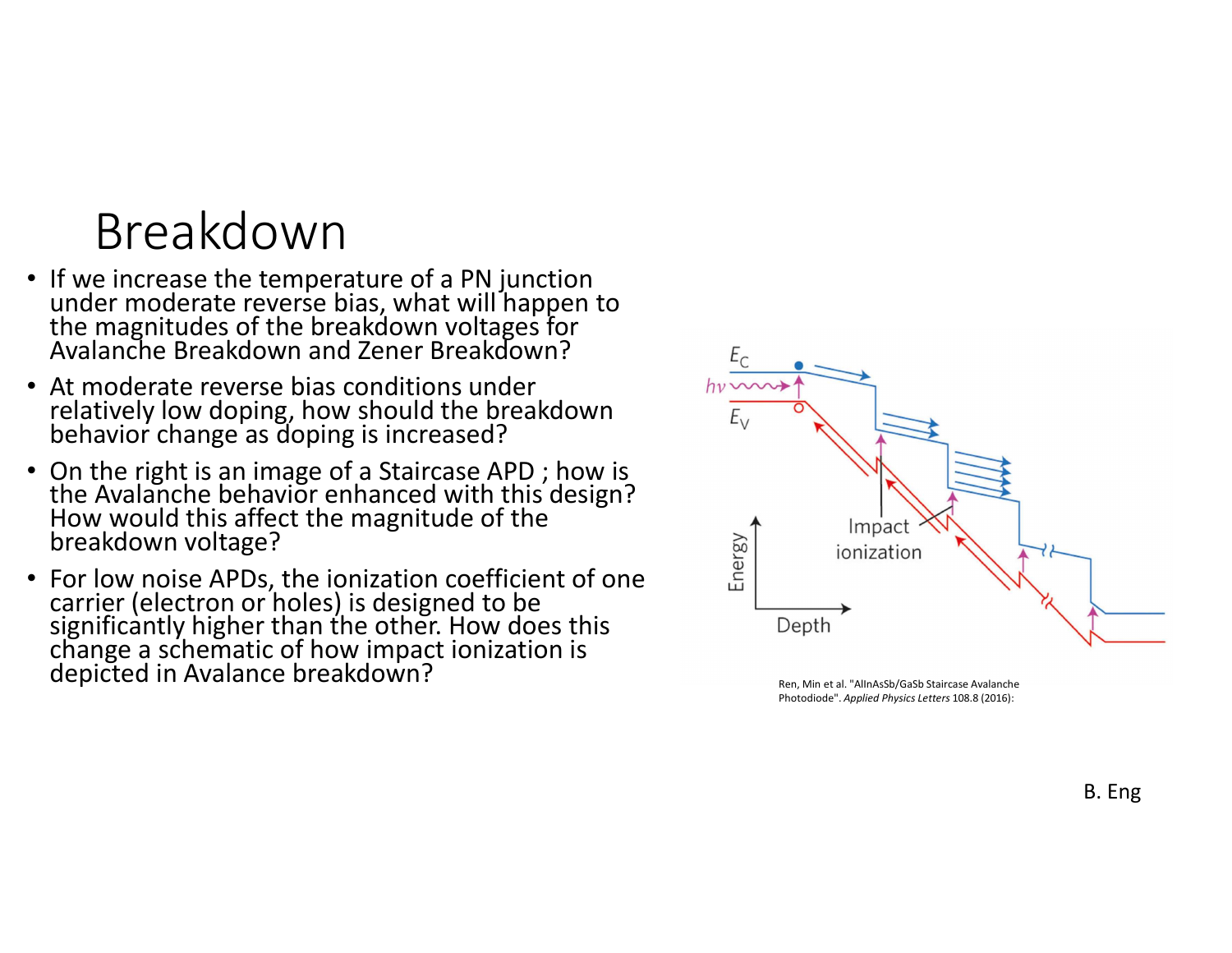# Breakdown

- If we increase the temperature of a PN junction under moderate reverse bias, what will happen to the magnitudes of the breakdown voltages for Avalanche Breakdown and Zener Breakdown?
- At moderate reverse bias conditions under relatively low doping, how should the breakdown behavior change as doping is increased?
- On the right is an image of a Staircase APD ; how is the Avalanche behavior enhanced with this design? How would this affect the magnitude of the breakdown voltage?
- For low noise APDs, the ionization coefficient of one carrier (electron or holes) is designed to be significantly higher than the other. How does this change a schematic of how impact ionization is depicted in Avalance breakdown?

Ren, Min et al. "AlInAsSb/GaSb Staircase Avalanche Photodiode". *Applied Physics Letters* 108.8 (2016):

B. Eng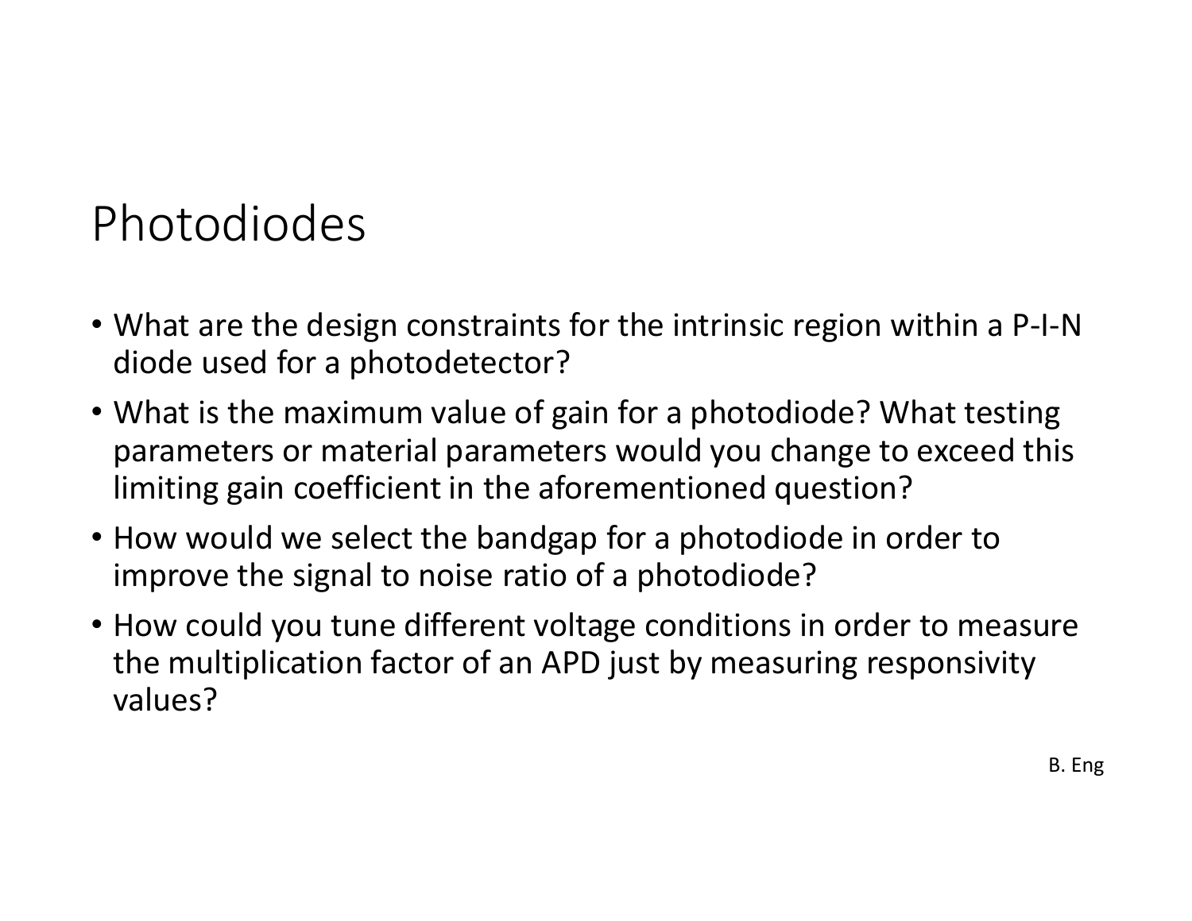# Photodiodes

- What are the design constraints for the intrinsic region within a P-I-N diode used for a photodetector?
- What is the maximum value of gain for a photodiode? What testing parameters or material parameters would you change to exceed this limiting gain coefficient in the aforementioned question?
- How would we select the bandgap for a photodiode in order to improve the signal to noise ratio of a photodiode?
- How could you tune different voltage conditions in order to measure the multiplication factor of an APD just by measuring responsivity values?

B. Eng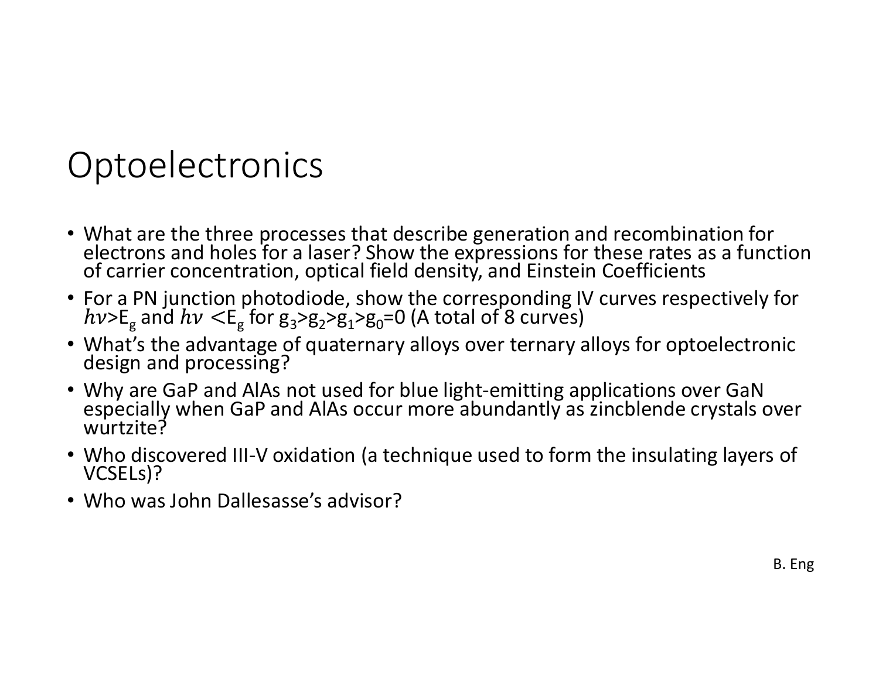# Optoelectronics

- What are the three processes that describe generation and recombination for electrons and holes for a laser? Show the expressions for these rates as a function of carrier concentration, optical field density, and Einstein Coefficients
- For a PN junction photodiode, show the corresponding IV curves respectively for $h\nu$>$E_g$ and $h\nu$ <$E_g$ for $g_3$>$g_2$>$g_1$>$g_0$=0 (A total of 8 curves)
- What's the advantage of quaternary alloys over ternary alloys for optoelectronic design and processing?
- Why are GaP and AlAs not used for blue light-emitting applications over GaN especially when GaP and AlAs occur more abundantly as zincblende crystals over wurtzite?
- Who discovered III-V oxidation (a technique used to form the insulating layers of VCSELs)?
- Who was John Dallesasse's advisor?

B. Eng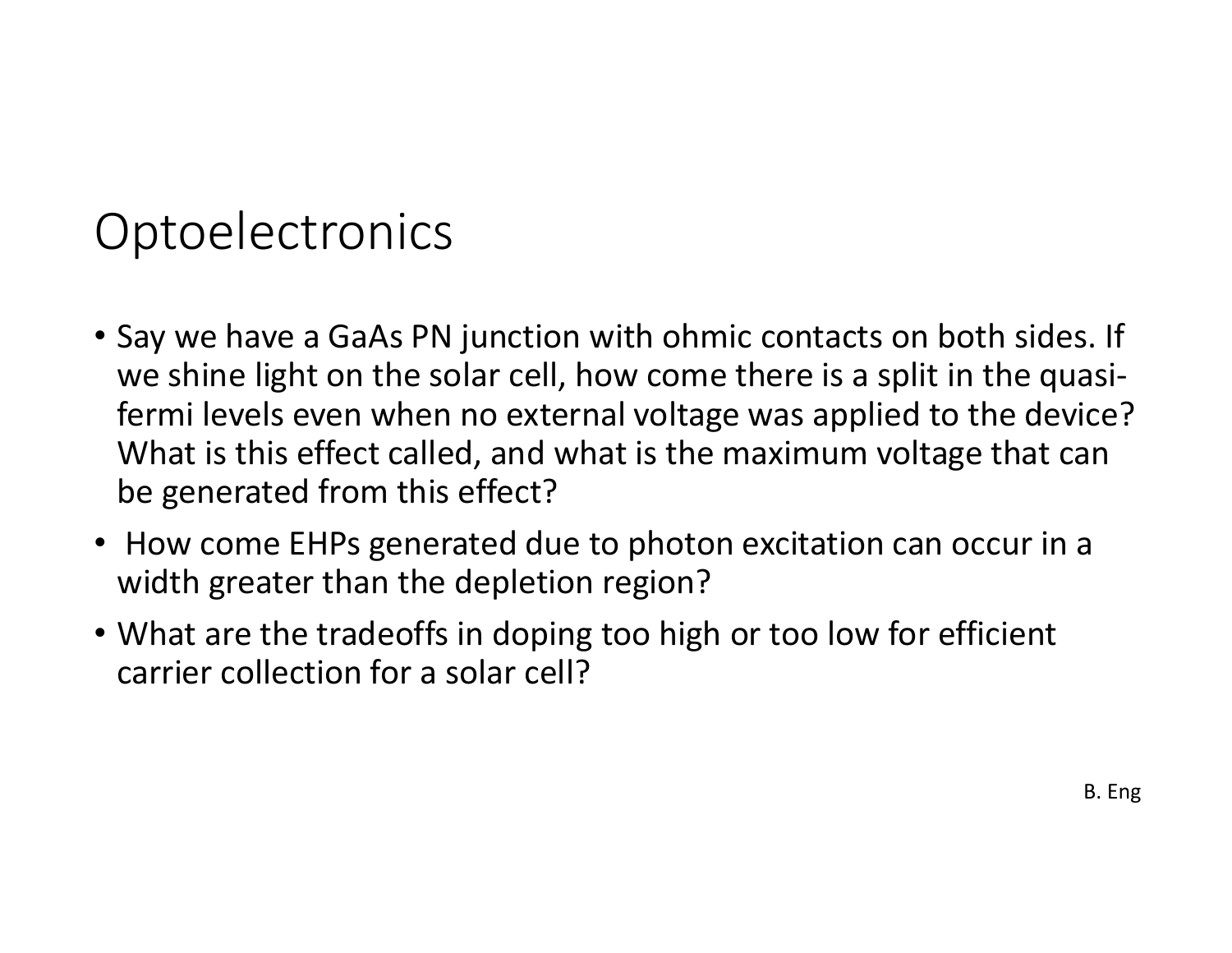# Optoelectronics

- Say we have a GaAs PN junction with ohmic contacts on both sides. If we shine light on the solar cell, how come there is a split in the quasi-fermi levels even when no external voltage was applied to the device? What is this effect called, and what is the maximum voltage that can be generated from this effect?
- How come EHPs generated due to photon excitation can occur in a width greater than the depletion region?
- What are the tradeoffs in doping too high or too low for efficient carrier collection for a solar cell?

B. Eng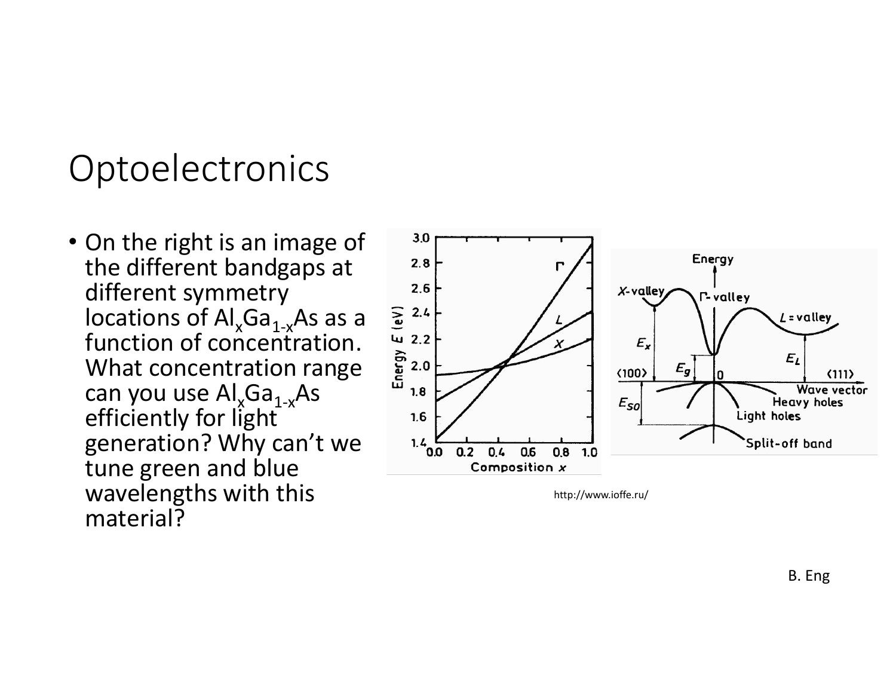# Optoelectronics

- On the right is an image of the different bandgaps at different symmetry locations of $Al_xGa_{1-x}As$ as a function of concentration. What concentration range can you use $Al_xGa_{1-x}As$ efficiently for light generation? Why can't we tune green and blue wavelengths with this material?

http://www.ioffe.ru/

B. Eng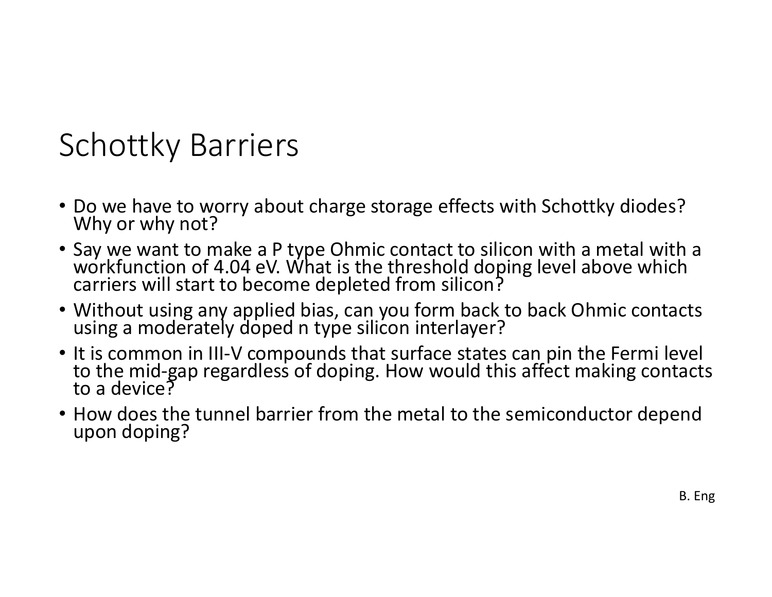# Schottky Barriers

- Do we have to worry about charge storage effects with Schottky diodes? Why or why not?
- Say we want to make a P type Ohmic contact to silicon with a metal with a workfunction of 4.04 eV. What is the threshold doping level above which carriers will start to become depleted from silicon?
- Without using any applied bias, can you form back to back Ohmic contacts using a moderately doped n type silicon interlayer?
- It is common in III-V compounds that surface states can pin the Fermi level to the mid-gap regardless of doping. How would this affect making contacts to a device?
- How does the tunnel barrier from the metal to the semiconductor depend upon doping?

B. Eng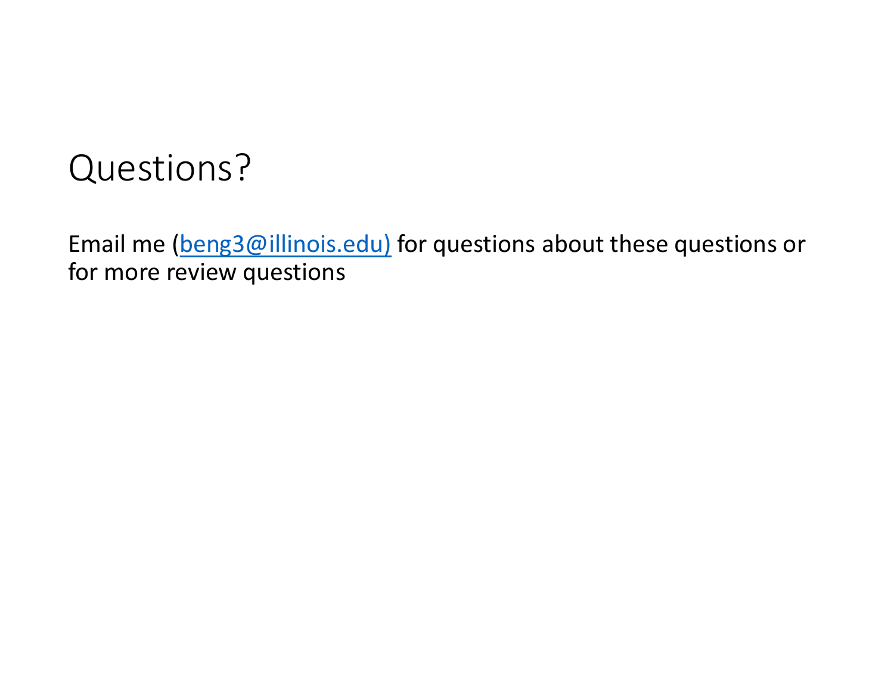# Questions?

Email me (beng3@illinois.edu) for questions about these questions or for more review questions